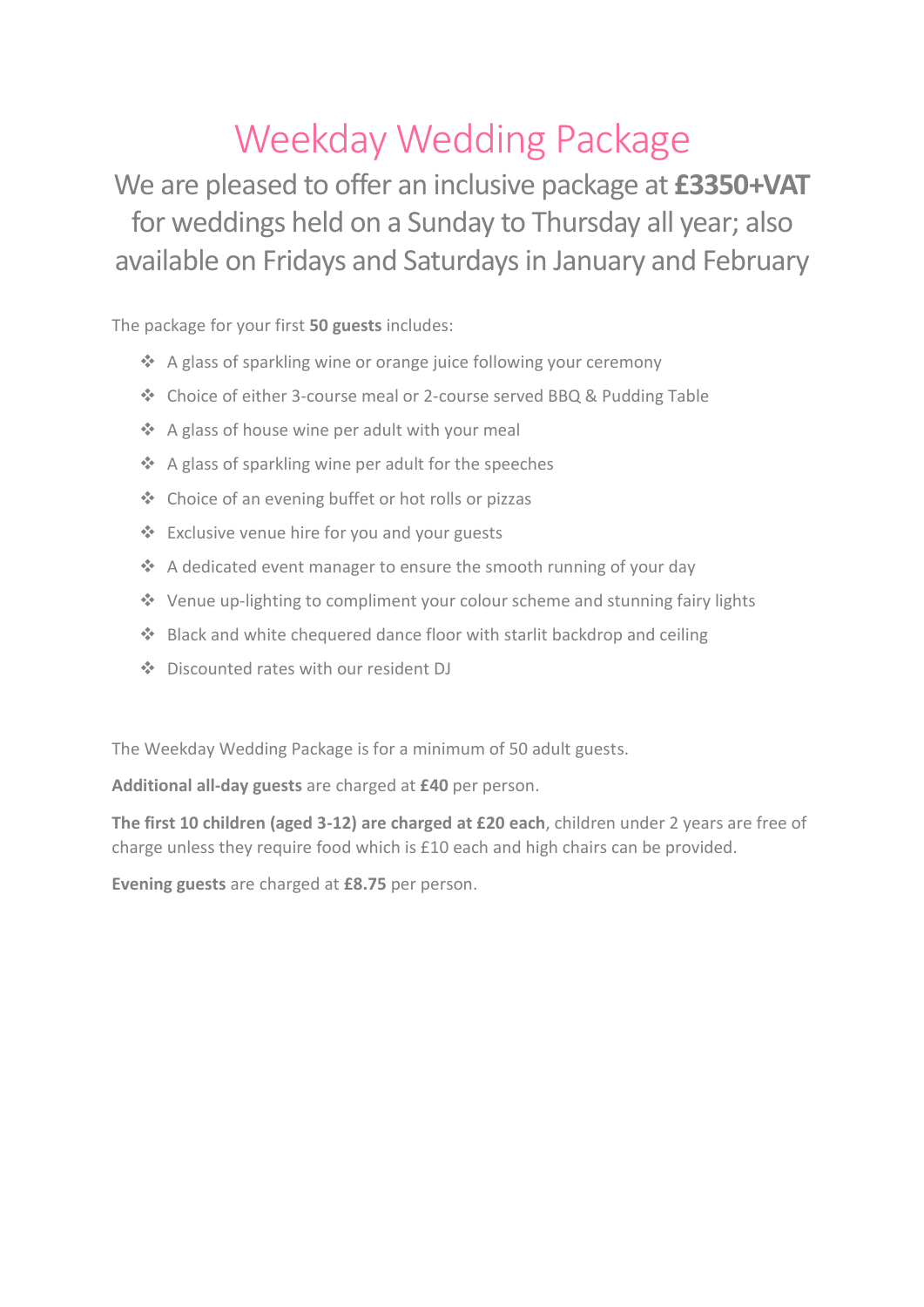# Weekday Wedding Package

## We are pleased to offer an inclusive package at **£3350+VAT** for weddings held on a Sunday to Thursday all year; also available on Fridays and Saturdays in January and February

The package for your first **50 guests** includes:

- A glass of sparkling wine or orange juice following your ceremony
- Choice of either 3-course meal or 2-course served BBQ & Pudding Table
- A glass of house wine per adult with your meal
- A glass of sparkling wine per adult for the speeches
- Choice of an evening buffet or hot rolls or pizzas
- Exclusive venue hire for you and your guests
- A dedicated event manager to ensure the smooth running of your day
- Venue up-lighting to compliment your colour scheme and stunning fairy lights
- Black and white chequered dance floor with starlit backdrop and ceiling
- Discounted rates with our resident DJ

The Weekday Wedding Package is for a minimum of 50 adult guests.

**Additional all-day guests** are charged at **£40** per person.

**The first 10 children (aged 3-12) are charged at £20 each**, children under 2 years are free of charge unless they require food which is £10 each and high chairs can be provided.

**Evening guests** are charged at **£8.75** per person.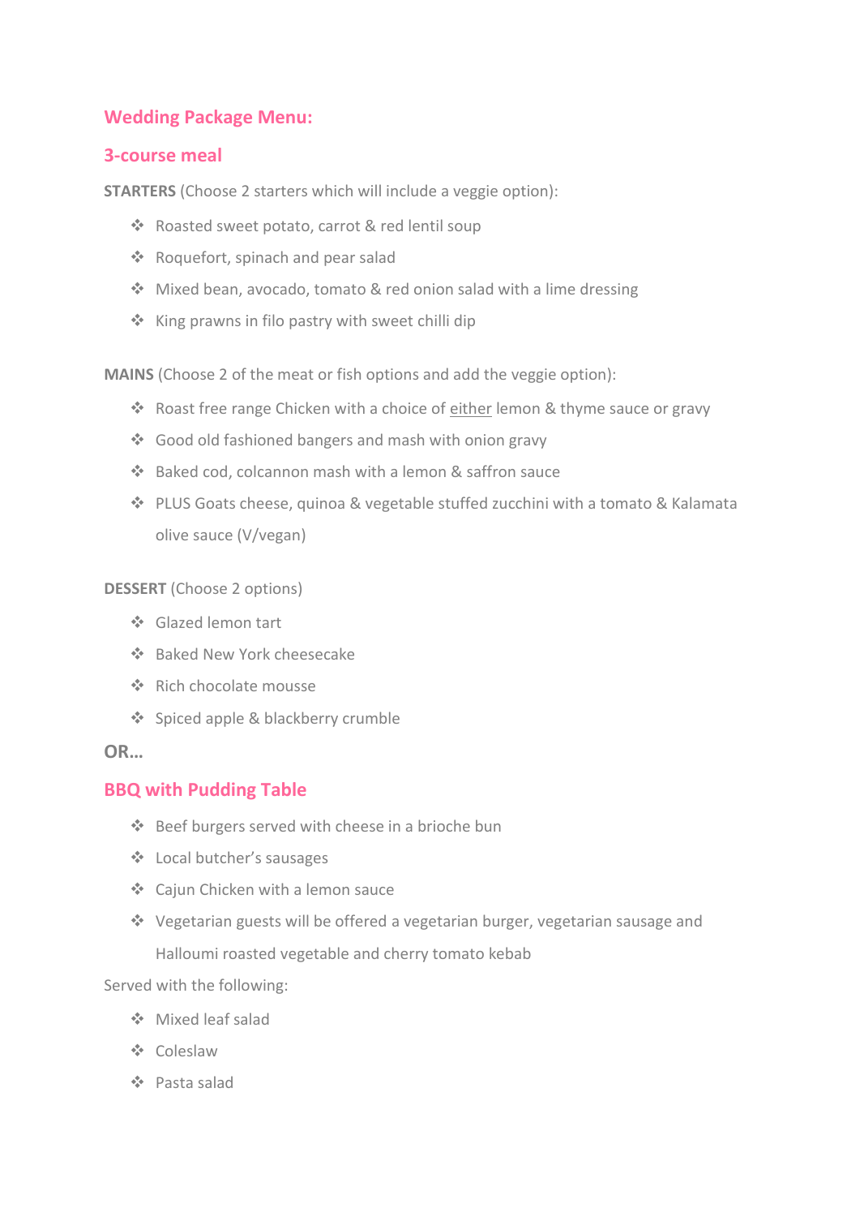## Wedding Package Menu:

## 3-course meal

**STARTERS** (Choose 2 starters which will include a veggie option):

- Roasted sweet potato, carrot & red lentil soup
- Roquefort, spinach and pear salad
- Mixed bean, avocado, tomato & red onion salad with a lime dressing
- King prawns in filo pastry with sweet chilli dip

**MAINS** (Choose 2 of the meat or fish options and add the veggie option):

- Roast free range Chicken with a choice of either lemon & thyme sauce or gravy
- Good old fashioned bangers and mash with onion gravy
- Baked cod, colcannon mash with a lemon & saffron sauce
- PLUS Goats cheese, quinoa & vegetable stuffed zucchini with a tomato & Kalamata olive sauce (V/vegan)

**DESSERT** (Choose 2 options)

- Glazed lemon tart
- Baked New York cheesecake
- Rich chocolate mousse
- Spiced apple & blackberry crumble

**OR…**

## BBQ with Pudding Table

- Beef burgers served with cheese in a brioche bun
- Local butcher's sausages
- Cajun Chicken with a lemon sauce
- Vegetarian guests will be offered a vegetarian burger, vegetarian sausage and Halloumi roasted vegetable and cherry tomato kebab

Served with the following:

- Mixed leaf salad
- Coleslaw
- Pasta salad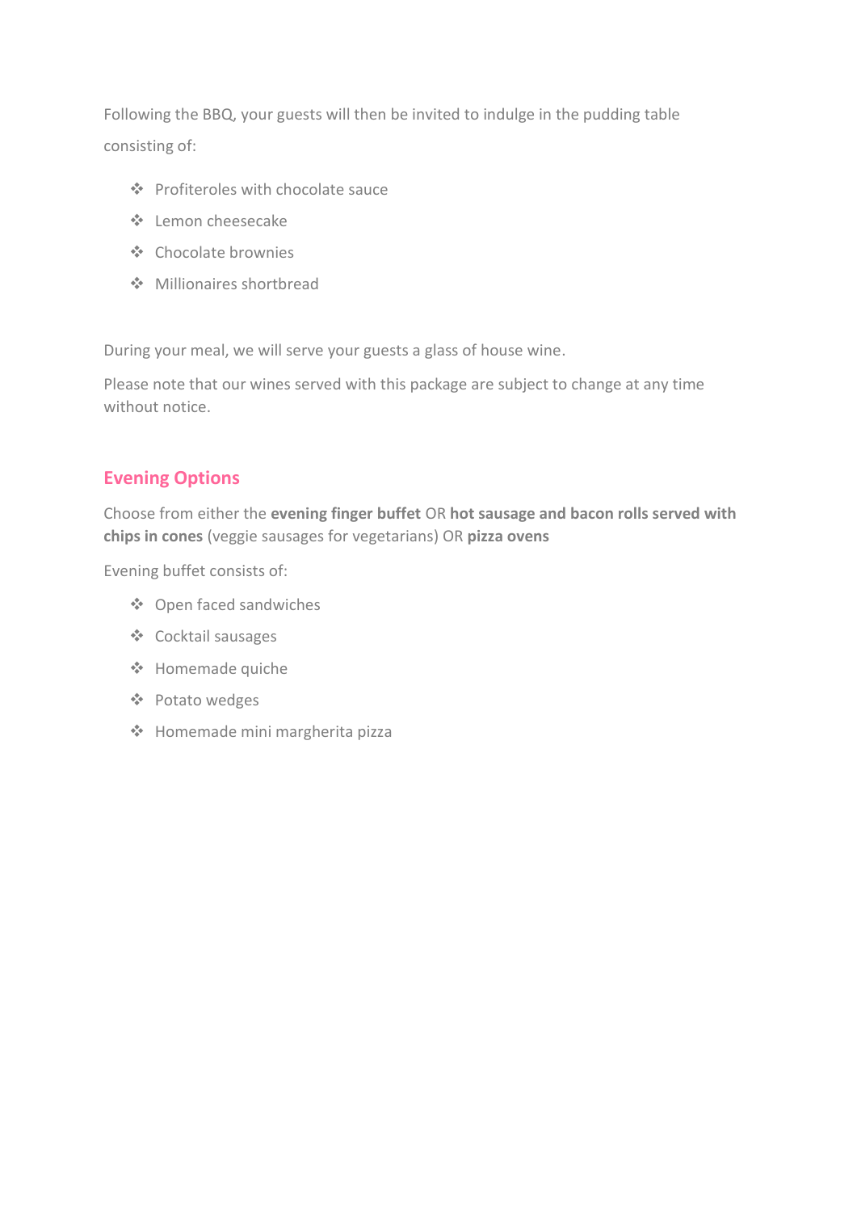Following the BBQ, your guests will then be invited to indulge in the pudding table consisting of:

- Profiteroles with chocolate sauce
- Lemon cheesecake
- Chocolate brownies
- Millionaires shortbread

During your meal, we will serve your guests a glass of house wine.

Please note that our wines served with this package are subject to change at any time without notice.

## Evening Options

Choose from either the **evening finger buffet** OR **hot sausage and bacon rolls served with chips in cones** (veggie sausages for vegetarians) OR **pizza ovens**

Evening buffet consists of:

- Open faced sandwiches
- Cocktail sausages
- Homemade quiche
- Potato wedges
- Homemade mini margherita pizza